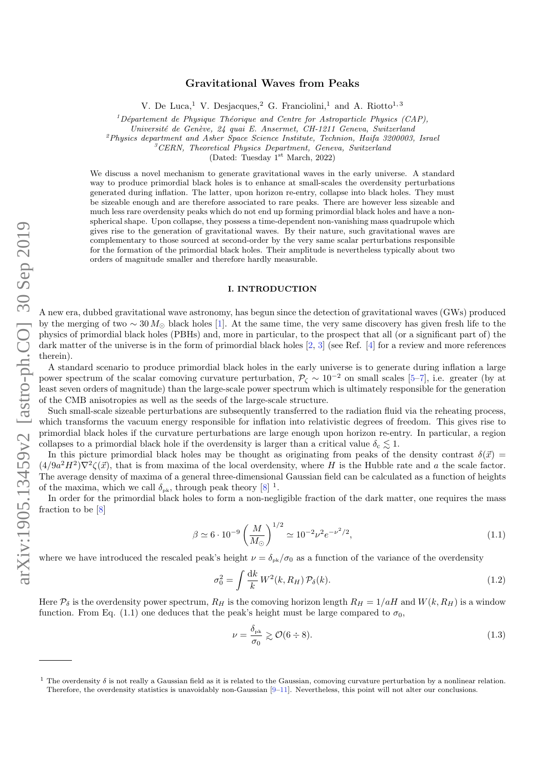# Gravitational Waves from Peaks

V. De Luca,[1] V. Desjacques,[2] G. Franciolini,[1] and A. Riotto[1,3]

[1] *Département de Physique Théorique and Centre for Astroparticle Physics (CAP), Université de Genève, 24 quai E. Ansermet, CH-1211 Geneva, Switzerland*
[2] *Physics department and Asher Space Science Institute, Technion, Haifa 3200003, Israel*
[3] *CERN, Theoretical Physics Department, Geneva, Switzerland*

(Dated: Tuesday 1st March, 2022)

We discuss a novel mechanism to generate gravitational waves in the early universe. A standard way to produce primordial black holes is to enhance at small-scales the overdensity perturbations generated during inflation. The latter, upon horizon re-entry, collapse into black holes. They must be sizeable enough and are therefore associated to rare peaks. There are however less sizeable and much less rare overdensity peaks which do not end up forming primordial black holes and have a non-spherical shape. Upon collapse, they possess a time-dependent non-vanishing mass quadrupole which gives rise to the generation of gravitational waves. By their nature, such gravitational waves are complementary to those sourced at second-order by the very same scalar perturbations responsible for the formation of the primordial black holes. Their amplitude is nevertheless typically about two orders of magnitude smaller and therefore hardly measurable.

## I. INTRODUCTION

A new era, dubbed gravitational wave astronomy, has begun since the detection of gravitational waves (GWs) produced by the merging of two $\sim 30\,M_\odot$ black holes [1]. At the same time, the very same discovery has given fresh life to the physics of primordial black holes (PBHs) and, more in particular, to the prospect that all (or a significant part of) the dark matter of the universe is in the form of primordial black holes [2, 3] (see Ref. [4] for a review and more references therein).

A standard scenario to produce primordial black holes in the early universe is to generate during inflation a large power spectrum of the scalar comoving curvature perturbation, $\mathcal{P}_\zeta \sim 10^{-2}$ on small scales [5–7], i.e. greater (by at least seven orders of magnitude) than the large-scale power spectrum which is ultimately responsible for the generation of the CMB anisotropies as well as the seeds of the large-scale structure.

Such small-scale sizeable perturbations are subsequently transferred to the radiation fluid via the reheating process, which transforms the vacuum energy responsible for inflation into relativistic degrees of freedom. This gives rise to primordial black holes if the curvature perturbations are large enough upon horizon re-entry. In particular, a region collapses to a primordial black hole if the overdensity is larger than a critical value $\delta_c \lesssim 1$.

In this picture primordial black holes may be thought as originating from peaks of the density contrast $\delta(\vec{x}) = (4/9a^2H^2)\nabla^2\zeta(\vec{x})$, that is from maxima of the local overdensity, where $H$ is the Hubble rate and $a$ the scale factor. The average density of maxima of a general three-dimensional Gaussian field can be calculated as a function of heights of the maxima, which we call $\delta_{\rm pk}$, through peak theory [8] [1].

In order for the primordial black holes to form a non-negligible fraction of the dark matter, one requires the mass fraction to be [8]

$$\beta \simeq 6\cdot 10^{-9}\left(\frac{M}{M_\odot}\right)^{1/2} \simeq 10^{-2}\nu^2 e^{-\nu^2/2}, \tag{1.1}$$

where we have introduced the rescaled peak's height $\nu = \delta_{\rm pk}/\sigma_0$ as a function of the variance of the overdensity

$$\sigma_0^2 = \int \frac{{\rm d}k}{k}\, W^2(k,R_H)\,\mathcal{P}_\delta(k). \tag{1.2}$$

Here $\mathcal{P}_\delta$ is the overdensity power spectrum, $R_H$ is the comoving horizon length $R_H = 1/aH$ and $W(k,R_H)$ is a window function. From Eq. (1.1) one deduces that the peak's height must be large compared to $\sigma_0$,

$$\nu = \frac{\delta_{\rm pk}}{\sigma_0} \gtrsim \mathcal{O}(6 \div 8). \tag{1.3}$$

---

[1] The overdensity $\delta$ is not really a Gaussian field as it is related to the Gaussian, comoving curvature perturbation by a nonlinear relation. Therefore, the overdensity statistics is unavoidably non-Gaussian [9–11]. Nevertheless, this point will not alter our conclusions.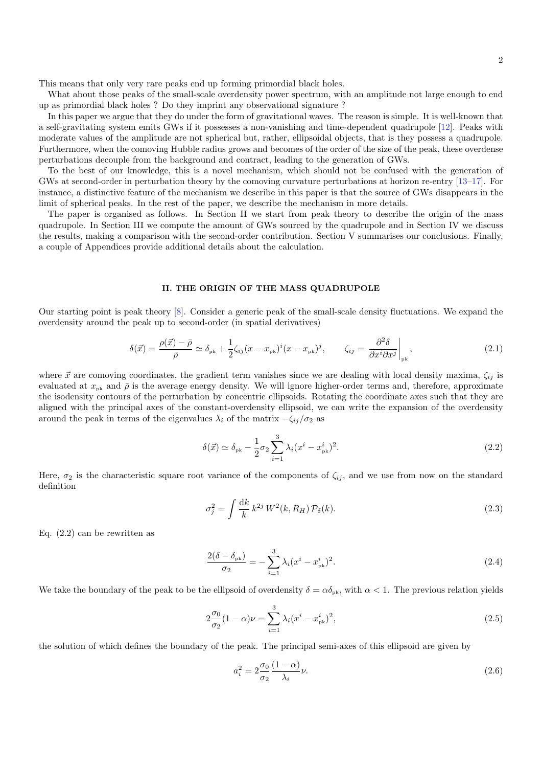This means that only very rare peaks end up forming primordial black holes.

What about those peaks of the small-scale overdensity power spectrum, with an amplitude not large enough to end up as primordial black holes ? Do they imprint any observational signature ?

In this paper we argue that they do under the form of gravitational waves. The reason is simple. It is well-known that a self-gravitating system emits GWs if it possesses a non-vanishing and time-dependent quadrupole [12]. Peaks with moderate values of the amplitude are not spherical but, rather, ellipsoidal objects, that is they possess a quadrupole. Furthermore, when the comoving Hubble radius grows and becomes of the order of the size of the peak, these overdense perturbations decouple from the background and contract, leading to the generation of GWs.

To the best of our knowledge, this is a novel mechanism, which should not be confused with the generation of GWs at second-order in perturbation theory by the comoving curvature perturbations at horizon re-entry [13–17]. For instance, a distinctive feature of the mechanism we describe in this paper is that the source of GWs disappears in the limit of spherical peaks. In the rest of the paper, we describe the mechanism in more details.

The paper is organised as follows. In Section II we start from peak theory to describe the origin of the mass quadrupole. In Section III we compute the amount of GWs sourced by the quadrupole and in Section IV we discuss the results, making a comparison with the second-order contribution. Section V summarises our conclusions. Finally, a couple of Appendices provide additional details about the calculation.

## II. THE ORIGIN OF THE MASS QUADRUPOLE

Our starting point is peak theory [8]. Consider a generic peak of the small-scale density fluctuations. We expand the overdensity around the peak up to second-order (in spatial derivatives)

$$\delta(\vec{x}) = \frac{\rho(\vec{x}) - \bar{\rho}}{\bar{\rho}} \simeq \delta_{\rm pk} + \frac{1}{2}\zeta_{ij}(x - x_{\rm pk})^i (x - x_{\rm pk})^j, \qquad \zeta_{ij} = \left.\frac{\partial^2 \delta}{\partial x^i \partial x^j}\right|_{\rm pk}, \tag{2.1}$$

where $\vec{x}$ are comoving coordinates, the gradient term vanishes since we are dealing with local density maxima, $\zeta_{ij}$ is evaluated at $x_{\rm pk}$ and $\bar{\rho}$ is the average energy density. We will ignore higher-order terms and, therefore, approximate the isodensity contours of the perturbation by concentric ellipsoids. Rotating the coordinate axes such that they are aligned with the principal axes of the constant-overdensity ellipsoid, we can write the expansion of the overdensity around the peak in terms of the eigenvalues $\lambda_i$ of the matrix $-\zeta_{ij}/\sigma_2$ as

$$\delta(\vec{x}) \simeq \delta_{\rm pk} - \frac{1}{2}\sigma_2 \sum_{i=1}^{3} \lambda_i (x^i - x^i_{\rm pk})^2. \tag{2.2}$$

Here, $\sigma_2$ is the characteristic square root variance of the components of $\zeta_{ij}$, and we use from now on the standard definition

$$\sigma_j^2 = \int \frac{{\rm d}k}{k}\, k^{2j}\, W^2(k, R_H)\, \mathcal{P}_\delta(k). \tag{2.3}$$

Eq. (2.2) can be rewritten as

$$\frac{2(\delta - \delta_{\rm pk})}{\sigma_2} = -\sum_{i=1}^{3} \lambda_i (x^i - x^i_{\rm pk})^2. \tag{2.4}$$

We take the boundary of the peak to be the ellipsoid of overdensity $\delta = \alpha\delta_{\rm pk}$, with $\alpha < 1$. The previous relation yields

$$2\frac{\sigma_0}{\sigma_2}(1-\alpha)\nu = \sum_{i=1}^{3} \lambda_i (x^i - x^i_{\rm pk})^2, \tag{2.5}$$

the solution of which defines the boundary of the peak. The principal semi-axes of this ellipsoid are given by

$$a_i^2 = 2\frac{\sigma_0}{\sigma_2}\frac{(1-\alpha)}{\lambda_i}\nu. \tag{2.6}$$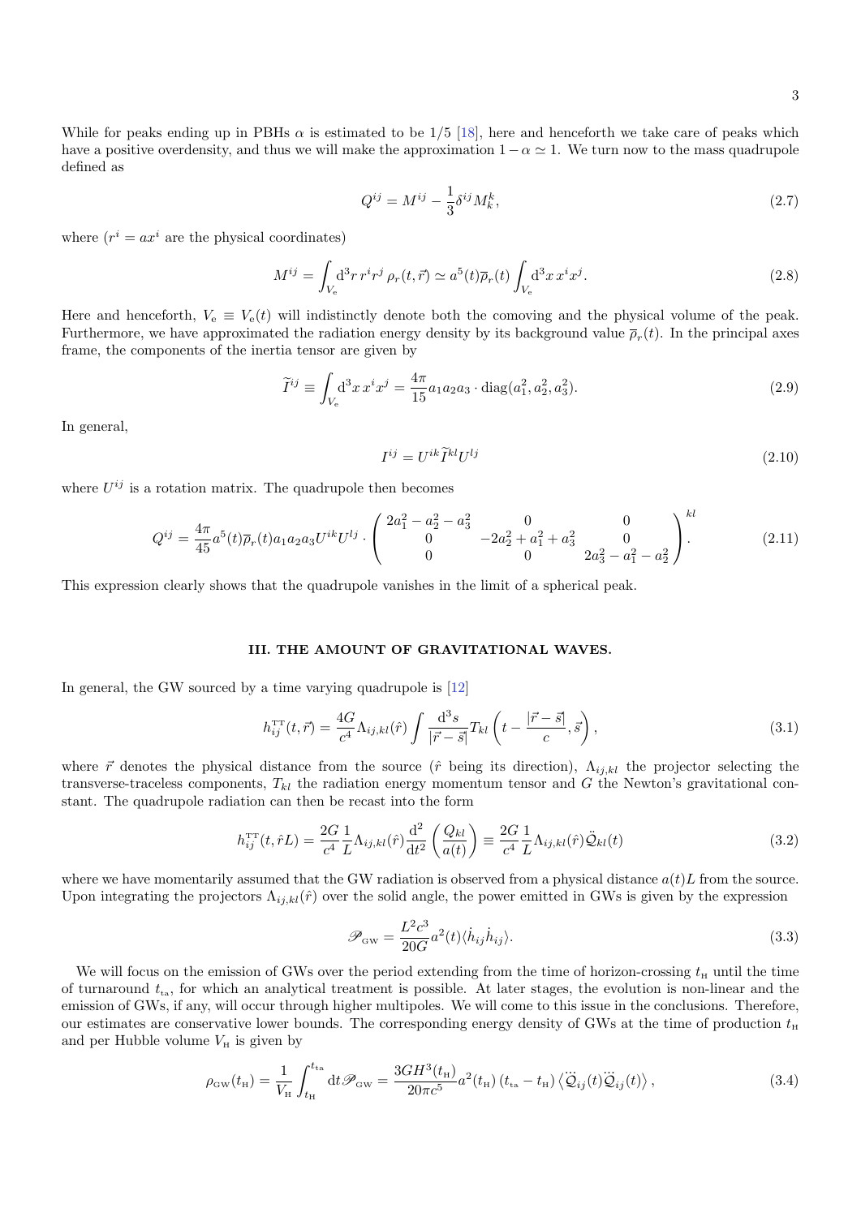While for peaks ending up in PBHs $\alpha$ is estimated to be $1/5$ [18], here and henceforth we take care of peaks which have a positive overdensity, and thus we will make the approximation $1-\alpha \simeq 1$. We turn now to the mass quadrupole defined as

$$Q^{ij} = M^{ij} - \frac{1}{3}\delta^{ij} M^k_k, \tag{2.7}$$

where ($r^i = ax^i$ are the physical coordinates)

$$M^{ij} = \int_{V_{\rm e}} {\rm d}^3 r\, r^i r^j \,\rho_r(t,\vec{r}) \simeq a^5(t)\overline{\rho}_r(t)\int_{V_{\rm e}} {\rm d}^3 x\, x^i x^j. \tag{2.8}$$

Here and henceforth, $V_{\rm e} \equiv V_{\rm e}(t)$ will indistinctly denote both the comoving and the physical volume of the peak. Furthermore, we have approximated the radiation energy density by its background value $\overline{\rho}_r(t)$. In the principal axes frame, the components of the inertia tensor are given by

$$\widetilde{I}^{ij} \equiv \int_{V_{\rm e}} {\rm d}^3 x\, x^i x^j = \frac{4\pi}{15} a_1 a_2 a_3 \cdot {\rm diag}(a_1^2, a_2^2, a_3^2). \tag{2.9}$$

In general,

$$I^{ij} = U^{ik}\widetilde{I}^{kl}U^{lj} \tag{2.10}$$

where $U^{ij}$ is a rotation matrix. The quadrupole then becomes

$$Q^{ij} = \frac{4\pi}{45} a^5(t)\overline{\rho}_r(t) a_1 a_2 a_3 U^{ik}U^{lj} \cdot \begin{pmatrix} 2a_1^2 - a_2^2 - a_3^2 & 0 & 0 \\ 0 & -2a_2^2 + a_1^2 + a_3^2 & 0 \\ 0 & 0 & 2a_3^2 - a_1^2 - a_2^2 \end{pmatrix}^{kl}. \tag{2.11}$$

This expression clearly shows that the quadrupole vanishes in the limit of a spherical peak.

## III. THE AMOUNT OF GRAVITATIONAL WAVES.

In general, the GW sourced by a time varying quadrupole is [12]

$$h^{\rm TT}_{ij}(t,\vec{r}) = \frac{4G}{c^4}\Lambda_{ij,kl}(\hat{r})\int \frac{{\rm d}^3 s}{|\vec{r}-\vec{s}|} T_{kl}\left(t - \frac{|\vec{r}-\vec{s}|}{c}, \vec{s}\right), \tag{3.1}$$

where $\vec{r}$ denotes the physical distance from the source ($\hat{r}$ being its direction), $\Lambda_{ij,kl}$ the projector selecting the transverse-traceless components, $T_{kl}$ the radiation energy momentum tensor and $G$ the Newton's gravitational constant. The quadrupole radiation can then be recast into the form

$$h^{\rm TT}_{ij}(t,\hat{r}L) = \frac{2G}{c^4}\frac{1}{L}\Lambda_{ij,kl}(\hat{r})\frac{{\rm d}^2}{{\rm d}t^2}\left(\frac{Q_{kl}}{a(t)}\right) \equiv \frac{2G}{c^4}\frac{1}{L}\Lambda_{ij,kl}(\hat{r})\ddot{\mathcal{Q}}_{kl}(t) \tag{3.2}$$

where we have momentarily assumed that the GW radiation is observed from a physical distance $a(t)L$ from the source. Upon integrating the projectors $\Lambda_{ij,kl}(\hat{r})$ over the solid angle, the power emitted in GWs is given by the expression

$$\mathscr{P}_{\rm GW} = \frac{L^2c^3}{20G}a^2(t)\langle \dot{h}_{ij}\dot{h}_{ij}\rangle. \tag{3.3}$$

We will focus on the emission of GWs over the period extending from the time of horizon-crossing $t_{\rm H}$ until the time of turnaround $t_{\rm ta}$, for which an analytical treatment is possible. At later stages, the evolution is non-linear and the emission of GWs, if any, will occur through higher multipoles. We will come to this issue in the conclusions. Therefore, our estimates are conservative lower bounds. The corresponding energy density of GWs at the time of production $t_{\rm H}$ and per Hubble volume $V_{\rm H}$ is given by

$$\rho_{\rm GW}(t_{\rm H}) = \frac{1}{V_{\rm H}}\int_{t_{\rm H}}^{t_{\rm ta}} {\rm d}t \mathscr{P}_{\rm GW} = \frac{3GH^3(t_{\rm H})}{20\pi c^5}a^2(t_{\rm H})\left(t_{\rm ta} - t_{\rm H}\right)\left\langle \dddot{\mathcal{Q}}_{ij}(t)\dddot{\mathcal{Q}}_{ij}(t)\right\rangle, \tag{3.4}$$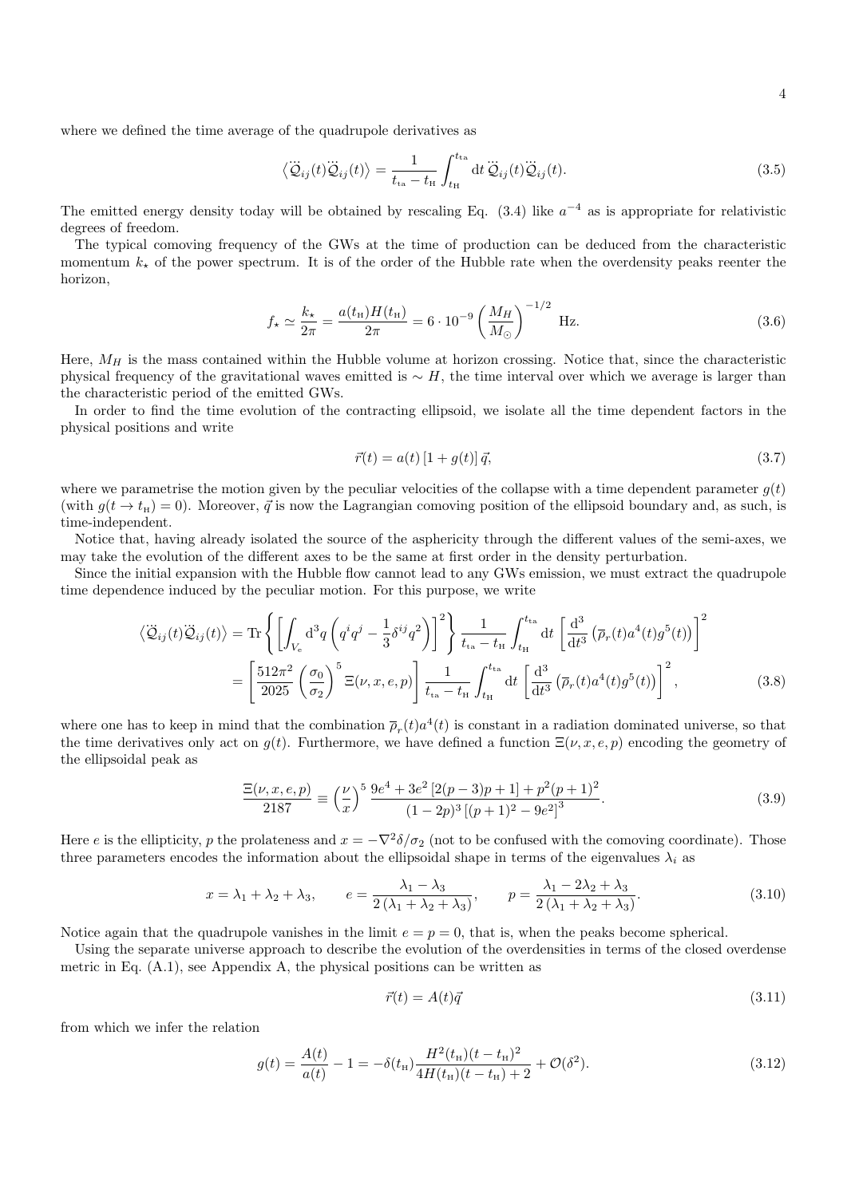where we defined the time average of the quadrupole derivatives as

$$\left\langle \dddot{\mathcal{Q}}_{ij}(t)\dddot{\mathcal{Q}}_{ij}(t)\right\rangle = \frac{1}{t_{\rm ta}-t_{\rm H}}\int_{t_{\rm H}}^{t_{\rm ta}} {\rm d}t\, \dddot{\mathcal{Q}}_{ij}(t)\dddot{\mathcal{Q}}_{ij}(t). \tag{3.5}$$

The emitted energy density today will be obtained by rescaling Eq. (3.4) like $a^{-4}$ as is appropriate for relativistic degrees of freedom.

The typical comoving frequency of the GWs at the time of production can be deduced from the characteristic momentum $k_\star$ of the power spectrum. It is of the order of the Hubble rate when the overdensity peaks reenter the horizon,

$$f_\star \simeq \frac{k_\star}{2\pi} = \frac{a(t_{\rm H})H(t_{\rm H})}{2\pi} = 6\cdot 10^{-9}\left(\frac{M_H}{M_\odot}\right)^{-1/2}\ {\rm Hz}. \tag{3.6}$$

Here, $M_H$ is the mass contained within the Hubble volume at horizon crossing. Notice that, since the characteristic physical frequency of the gravitational waves emitted is $\sim H$, the time interval over which we average is larger than the characteristic period of the emitted GWs.

In order to find the time evolution of the contracting ellipsoid, we isolate all the time dependent factors in the physical positions and write

$$\vec{r}(t) = a(t)\left[1+g(t)\right]\vec{q}, \tag{3.7}$$

where we parametrise the motion given by the peculiar velocities of the collapse with a time dependent parameter $g(t)$ (with $g(t\to t_{\rm H})=0$). Moreover, $\vec{q}$ is now the Lagrangian comoving position of the ellipsoid boundary and, as such, is time-independent.

Notice that, having already isolated the source of the asphericity through the different values of the semi-axes, we may take the evolution of the different axes to be the same at first order in the density perturbation.

Since the initial expansion with the Hubble flow cannot lead to any GWs emission, we must extract the quadrupole time dependence induced by the peculiar motion. For this purpose, we write

$$\begin{aligned}
\left\langle \dddot{\mathcal{Q}}_{ij}(t)\dddot{\mathcal{Q}}_{ij}(t)\right\rangle &= {\rm Tr}\left\{\left[\int_{V_{\rm e}} {\rm d}^3q\left(q^iq^j-\frac{1}{3}\delta^{ij}q^2\right)\right]^2\right\}\frac{1}{t_{\rm ta}-t_{\rm H}}\int_{t_{\rm H}}^{t_{\rm ta}}{\rm d}t\left[\frac{{\rm d}^3}{{\rm d}t^3}\left(\overline{\rho}_r(t)a^4(t)g^5(t)\right)\right]^2 \\
&= \left[\frac{512\pi^2}{2025}\left(\frac{\sigma_0}{\sigma_2}\right)^5\Xi(\nu,x,e,p)\right]\frac{1}{t_{\rm ta}-t_{\rm H}}\int_{t_{\rm H}}^{t_{\rm ta}}{\rm d}t\left[\frac{{\rm d}^3}{{\rm d}t^3}\left(\overline{\rho}_r(t)a^4(t)g^5(t)\right)\right]^2,
\end{aligned} \tag{3.8}$$

where one has to keep in mind that the combination $\overline{\rho}_r(t)a^4(t)$ is constant in a radiation dominated universe, so that the time derivatives only act on $g(t)$. Furthermore, we have defined a function $\Xi(\nu,x,e,p)$ encoding the geometry of the ellipsoidal peak as

$$\frac{\Xi(\nu,x,e,p)}{2187} \equiv \left(\frac{\nu}{x}\right)^5\frac{9e^4+3e^2\left[2(p-3)p+1\right]+p^2(p+1)^2}{(1-2p)^3\left[(p+1)^2-9e^2\right]^3}. \tag{3.9}$$

Here $e$ is the ellipticity, $p$ the prolateness and $x=-\nabla^2\delta/\sigma_2$ (not to be confused with the comoving coordinate). Those three parameters encodes the information about the ellipsoidal shape in terms of the eigenvalues $\lambda_i$ as

$$x=\lambda_1+\lambda_2+\lambda_3, \qquad e=\frac{\lambda_1-\lambda_3}{2\left(\lambda_1+\lambda_2+\lambda_3\right)}, \qquad p=\frac{\lambda_1-2\lambda_2+\lambda_3}{2\left(\lambda_1+\lambda_2+\lambda_3\right)}. \tag{3.10}$$

Notice again that the quadrupole vanishes in the limit $e=p=0$, that is, when the peaks become spherical.

Using the separate universe approach to describe the evolution of the overdensities in terms of the closed overdense metric in Eq. (A.1), see Appendix A, the physical positions can be written as

$$\vec{r}(t) = A(t)\vec{q} \tag{3.11}$$

from which we infer the relation

$$g(t) = \frac{A(t)}{a(t)} - 1 = -\delta(t_{\rm H})\frac{H^2(t_{\rm H})(t-t_{\rm H})^2}{4H(t_{\rm H})(t-t_{\rm H})+2} + \mathcal{O}(\delta^2). \tag{3.12}$$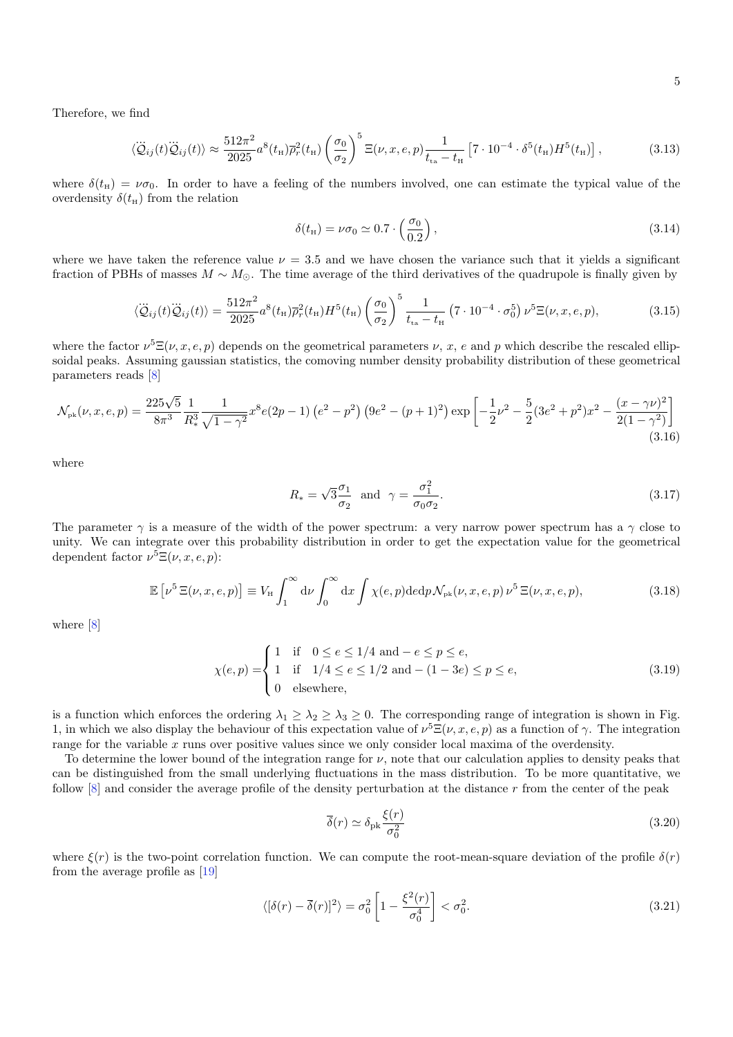Therefore, we find

$$\langle \dddot{Q}_{ij}(t)\dddot{Q}_{ij}(t)\rangle \approx \frac{512\pi^2}{2025} a^8(t_{\rm H})\overline{\rho}_r^2(t_{\rm H})\left(\frac{\sigma_0}{\sigma_2}\right)^5 \Xi(\nu,x,e,p)\frac{1}{t_{\rm ta}-t_{\rm H}}\left[7\cdot 10^{-4}\cdot\delta^5(t_{\rm H})H^5(t_{\rm H})\right], \tag{3.13}$$

where $\delta(t_{\rm H}) = \nu\sigma_0$. In order to have a feeling of the numbers involved, one can estimate the typical value of the overdensity $\delta(t_{\rm H})$ from the relation

$$\delta(t_{\rm H}) = \nu\sigma_0 \simeq 0.7\cdot\left(\frac{\sigma_0}{0.2}\right), \tag{3.14}$$

where we have taken the reference value $\nu = 3.5$ and we have chosen the variance such that it yields a significant fraction of PBHs of masses $M \sim M_\odot$. The time average of the third derivatives of the quadrupole is finally given by

$$\langle \dddot{Q}_{ij}(t)\dddot{Q}_{ij}(t)\rangle = \frac{512\pi^2}{2025} a^8(t_{\rm H})\overline{\rho}_r^2(t_{\rm H})H^5(t_{\rm H})\left(\frac{\sigma_0}{\sigma_2}\right)^5 \frac{1}{t_{\rm ta}-t_{\rm H}}\left(7\cdot 10^{-4}\cdot\sigma_0^5\right)\nu^5\Xi(\nu,x,e,p), \tag{3.15}$$

where the factor $\nu^5\Xi(\nu,x,e,p)$ depends on the geometrical parameters $\nu$, $x$, $e$ and $p$ which describe the rescaled ellipsoidal peaks. Assuming gaussian statistics, the comoving number density probability distribution of these geometrical parameters reads [8]

$$\mathcal{N}_{\rm pk}(\nu,x,e,p) = \frac{225\sqrt{5}}{8\pi^3}\frac{1}{R_*^3}\frac{1}{\sqrt{1-\gamma^2}}x^8 e(2p-1)\left(e^2-p^2\right)\left(9e^2-(p+1)^2\right)\exp\left[-\frac{1}{2}\nu^2-\frac{5}{2}(3e^2+p^2)x^2-\frac{(x-\gamma\nu)^2}{2(1-\gamma^2)}\right] \tag{3.16}$$

where

$$R_* = \sqrt{3}\frac{\sigma_1}{\sigma_2} \quad \text{and} \quad \gamma = \frac{\sigma_1^2}{\sigma_0\sigma_2}. \tag{3.17}$$

The parameter $\gamma$ is a measure of the width of the power spectrum: a very narrow power spectrum has a $\gamma$ close to unity. We can integrate over this probability distribution in order to get the expectation value for the geometrical dependent factor $\nu^5\Xi(\nu,x,e,p)$:

$$\mathbb{E}\left[\nu^5\,\Xi(\nu,x,e,p)\right] \equiv V_{\rm H}\int_1^\infty {\rm d}\nu\int_0^\infty {\rm d}x\int \chi(e,p){\rm d}e{\rm d}p\,\mathcal{N}_{\rm pk}(\nu,x,e,p)\,\nu^5\,\Xi(\nu,x,e,p), \tag{3.18}$$

where [8]

$$\chi(e,p) = \begin{cases} 1 & \text{if} \quad 0\le e\le 1/4 \text{ and} -e\le p\le e, \\ 1 & \text{if} \quad 1/4\le e\le 1/2 \text{ and} -(1-3e)\le p\le e, \\ 0 & \text{elsewhere}, \end{cases} \tag{3.19}$$

is a function which enforces the ordering $\lambda_1 \ge \lambda_2 \ge \lambda_3 \ge 0$. The corresponding range of integration is shown in Fig. 1, in which we also display the behaviour of this expectation value of $\nu^5\Xi(\nu,x,e,p)$ as a function of $\gamma$. The integration range for the variable $x$ runs over positive values since we only consider local maxima of the overdensity.

To determine the lower bound of the integration range for $\nu$, note that our calculation applies to density peaks that can be distinguished from the small underlying fluctuations in the mass distribution. To be more quantitative, we follow [8] and consider the average profile of the density perturbation at the distance $r$ from the center of the peak

$$\overline{\delta}(r) \simeq \delta_{\rm pk}\frac{\xi(r)}{\sigma_0^2} \tag{3.20}$$

where $\xi(r)$ is the two-point correlation function. We can compute the root-mean-square deviation of the profile $\delta(r)$ from the average profile as [19]

$$\langle[\delta(r)-\overline{\delta}(r)]^2\rangle = \sigma_0^2\left[1-\frac{\xi^2(r)}{\sigma_0^4}\right] < \sigma_0^2. \tag{3.21}$$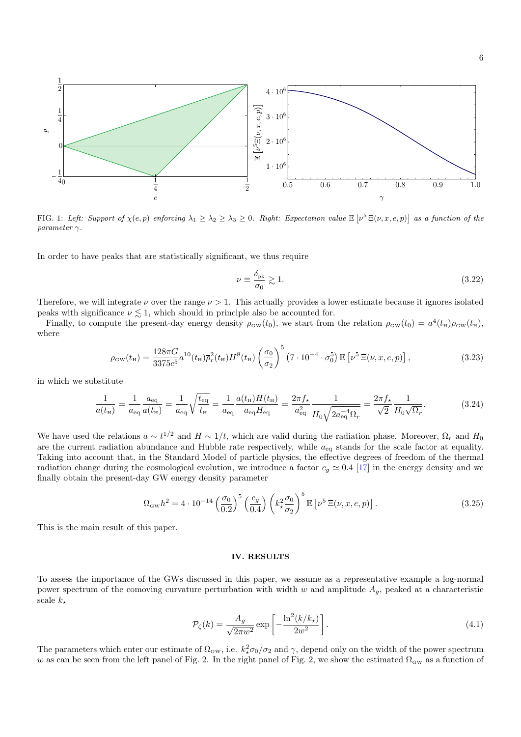FIG. 1: *Left: Support of $\chi(e,p)$ enforcing $\lambda_1 \geq \lambda_2 \geq \lambda_3 \geq 0$. Right: Expectation value $\mathbb{E}\left[\nu^5\,\Xi(\nu,x,e,p)\right]$ as a function of the parameter $\gamma$.*

In order to have peaks that are statistically significant, we thus require

$$\nu \equiv \frac{\delta_{\rm pk}}{\sigma_0} \gtrsim 1. \tag{3.22}$$

Therefore, we will integrate $\nu$ over the range $\nu > 1$. This actually provides a lower estimate because it ignores isolated peaks with significance $\nu \lesssim 1$, which should in principle also be accounted for.

Finally, to compute the present-day energy density $\rho_{\rm GW}(t_0)$, we start from the relation $\rho_{\rm GW}(t_0) = a^4(t_{\rm H})\rho_{\rm GW}(t_{\rm H})$, where

$$\rho_{\rm GW}(t_{\rm H}) = \frac{128\pi G}{3375 c^5} a^{10}(t_{\rm H}) \overline{\rho}_r^2(t_{\rm H}) H^8(t_{\rm H}) \left(\frac{\sigma_0}{\sigma_2}\right)^5 \left(7\cdot 10^{-4}\cdot\sigma_0^5\right) \mathbb{E}\left[\nu^5\,\Xi(\nu,x,e,p)\right], \tag{3.23}$$

in which we substitute

$$\frac{1}{a(t_{\rm H})} = \frac{1}{a_{\rm eq}}\frac{a_{\rm eq}}{a(t_{\rm H})} = \frac{1}{a_{\rm eq}}\sqrt{\frac{t_{\rm eq}}{t_{\rm H}}} = \frac{1}{a_{\rm eq}}\frac{a(t_{\rm H})H(t_{\rm H})}{a_{\rm eq}H_{\rm eq}} = \frac{2\pi f_\star}{a_{\rm eq}^2}\frac{1}{H_0\sqrt{2a_{\rm eq}^{-4}\Omega_r}} = \frac{2\pi f_\star}{\sqrt{2}}\frac{1}{H_0\sqrt{\Omega_r}}. \tag{3.24}$$

We have used the relations $a \sim t^{1/2}$ and $H \sim 1/t$, which are valid during the radiation phase. Moreover, $\Omega_r$ and $H_0$ are the current radiation abundance and Hubble rate respectively, while $a_{\rm eq}$ stands for the scale factor at equality. Taking into account that, in the Standard Model of particle physics, the effective degrees of freedom of the thermal radiation change during the cosmological evolution, we introduce a factor $c_g \simeq 0.4$ [17] in the energy density and we finally obtain the present-day GW energy density parameter

$$\Omega_{\rm GW}h^2 = 4\cdot 10^{-14}\left(\frac{\sigma_0}{0.2}\right)^5\left(\frac{c_g}{0.4}\right)\left(k_\star^2\frac{\sigma_0}{\sigma_2}\right)^5 \mathbb{E}\left[\nu^5\,\Xi(\nu,x,e,p)\right]. \tag{3.25}$$

This is the main result of this paper.

## IV. RESULTS

To assess the importance of the GWs discussed in this paper, we assume as a representative example a log-normal power spectrum of the comoving curvature perturbation with width $w$ and amplitude $A_g$, peaked at a characteristic scale $k_\star$

$$\mathcal{P}_\zeta(k) = \frac{A_g}{\sqrt{2\pi w^2}}\exp\left[-\frac{\ln^2(k/k_\star)}{2w^2}\right]. \tag{4.1}$$

The parameters which enter our estimate of $\Omega_{\rm GW}$, i.e. $k_\star^2\sigma_0/\sigma_2$ and $\gamma$, depend only on the width of the power spectrum $w$ as can be seen from the left panel of Fig. 2. In the right panel of Fig. 2, we show the estimated $\Omega_{\rm GW}$ as a function of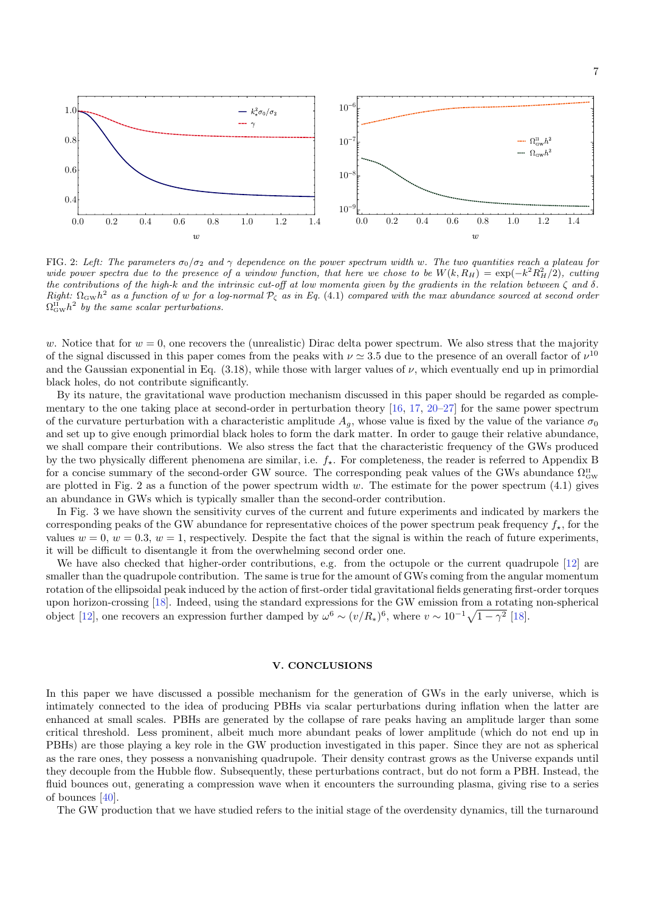FIG. 2: *Left: The parameters $\sigma_0/\sigma_2$ and $\gamma$ dependence on the power spectrum width $w$. The two quantities reach a plateau for wide power spectra due to the presence of a window function, that here we chose to be $W(k, R_H) = \exp(-k^2 R_H^2/2)$, cutting the contributions of the high-$k$ and the intrinsic cut-off at low momenta given by the gradients in the relation between $\zeta$ and $\delta$. Right: $\Omega_{\rm GW}h^2$ as a function of $w$ for a log-normal $\mathcal{P}_\zeta$ as in Eq. (4.1) compared with the max abundance sourced at second order $\Omega^{\rm II}_{\rm GW}h^2$ by the same scalar perturbations.*

$w$. Notice that for $w = 0$, one recovers the (unrealistic) Dirac delta power spectrum. We also stress that the majority of the signal discussed in this paper comes from the peaks with $\nu \simeq 3.5$ due to the presence of an overall factor of $\nu^{10}$ and the Gaussian exponential in Eq. (3.18), while those with larger values of $\nu$, which eventually end up in primordial black holes, do not contribute significantly.

By its nature, the gravitational wave production mechanism discussed in this paper should be regarded as complementary to the one taking place at second-order in perturbation theory [16, 17, 20–27] for the same power spectrum of the curvature perturbation with a characteristic amplitude $A_g$, whose value is fixed by the value of the variance $\sigma_0$ and set up to give enough primordial black holes to form the dark matter. In order to gauge their relative abundance, we shall compare their contributions. We also stress the fact that the characteristic frequency of the GWs produced by the two physically different phenomena are similar, i.e. $f_\star$. For completeness, the reader is referred to Appendix B for a concise summary of the second-order GW source. The corresponding peak values of the GWs abundance $\Omega^{\rm II}_{\rm GW}$ are plotted in Fig. 2 as a function of the power spectrum width $w$. The estimate for the power spectrum (4.1) gives an abundance in GWs which is typically smaller than the second-order contribution.

In Fig. 3 we have shown the sensitivity curves of the current and future experiments and indicated by markers the corresponding peaks of the GW abundance for representative choices of the power spectrum peak frequency $f_\star$, for the values $w = 0$, $w = 0.3$, $w = 1$, respectively. Despite the fact that the signal is within the reach of future experiments, it will be difficult to disentangle it from the overwhelming second order one.

We have also checked that higher-order contributions, e.g. from the octupole or the current quadrupole [12] are smaller than the quadrupole contribution. The same is true for the amount of GWs coming from the angular momentum rotation of the ellipsoidal peak induced by the action of first-order tidal gravitational fields generating first-order torques upon horizon-crossing [18]. Indeed, using the standard expressions for the GW emission from a rotating non-spherical object [12], one recovers an expression further damped by $\omega^6 \sim (v/R_*)^6$, where $v \sim 10^{-1}\sqrt{1-\gamma^2}$ [18].

## V. CONCLUSIONS

In this paper we have discussed a possible mechanism for the generation of GWs in the early universe, which is intimately connected to the idea of producing PBHs via scalar perturbations during inflation when the latter are enhanced at small scales. PBHs are generated by the collapse of rare peaks having an amplitude larger than some critical threshold. Less prominent, albeit much more abundant peaks of lower amplitude (which do not end up in PBHs) are those playing a key role in the GW production investigated in this paper. Since they are not as spherical as the rare ones, they possess a nonvanishing quadrupole. Their density contrast grows as the Universe expands until they decouple from the Hubble flow. Subsequently, these perturbations contract, but do not form a PBH. Instead, the fluid bounces out, generating a compression wave when it encounters the surrounding plasma, giving rise to a series of bounces [40].

The GW production that we have studied refers to the initial stage of the overdensity dynamics, till the turnaround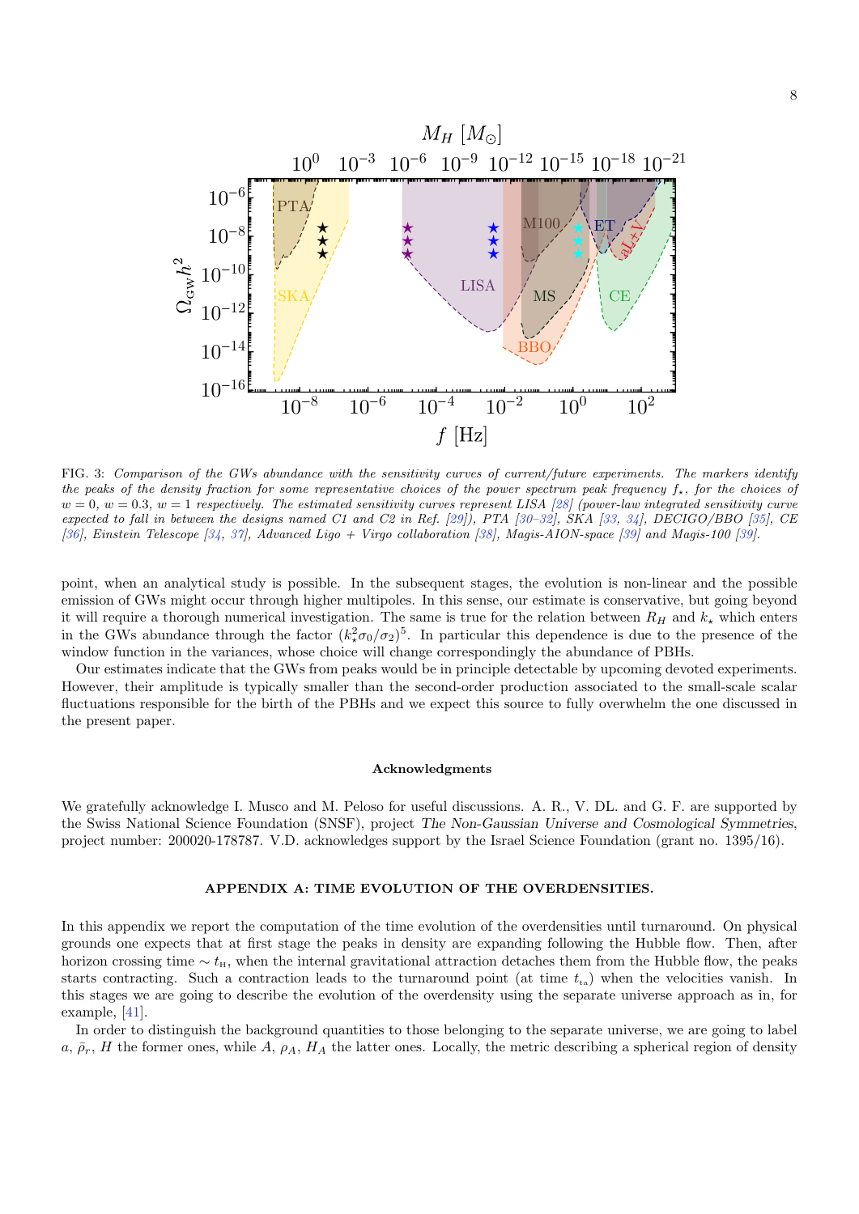FIG. 3: *Comparison of the GWs abundance with the sensitivity curves of current/future experiments. The markers identify the peaks of the density fraction for some representative choices of the power spectrum peak frequency $f_\star$, for the choices of $w = 0$, $w = 0.3$, $w = 1$ respectively. The estimated sensitivity curves represent LISA [28] (power-law integrated sensitivity curve expected to fall in between the designs named C1 and C2 in Ref. [29]), PTA [30–32], SKA [33, 34], DECIGO/BBO [35], CE [36], Einstein Telescope [34, 37], Advanced Ligo + Virgo collaboration [38], Magis-AION-space [39] and Magis-100 [39].*

point, when an analytical study is possible. In the subsequent stages, the evolution is non-linear and the possible emission of GWs might occur through higher multipoles. In this sense, our estimate is conservative, but going beyond it will require a thorough numerical investigation. The same is true for the relation between $R_H$ and $k_\star$ which enters in the GWs abundance through the factor $(k_\star^2 \sigma_0/\sigma_2)^5$. In particular this dependence is due to the presence of the window function in the variances, whose choice will change correspondingly the abundance of PBHs.

Our estimates indicate that the GWs from peaks would be in principle detectable by upcoming devoted experiments. However, their amplitude is typically smaller than the second-order production associated to the small-scale scalar fluctuations responsible for the birth of the PBHs and we expect this source to fully overwhelm the one discussed in the present paper.

### Acknowledgments

We gratefully acknowledge I. Musco and M. Peloso for useful discussions. A. R., V. DL. and G. F. are supported by the Swiss National Science Foundation (SNSF), project *The Non-Gaussian Universe and Cosmological Symmetries*, project number: 200020-178787. V.D. acknowledges support by the Israel Science Foundation (grant no. 1395/16).

### APPENDIX A: TIME EVOLUTION OF THE OVERDENSITIES.

In this appendix we report the computation of the time evolution of the overdensities until turnaround. On physical grounds one expects that at first stage the peaks in density are expanding following the Hubble flow. Then, after horizon crossing time $\sim t_{\rm H}$, when the internal gravitational attraction detaches them from the Hubble flow, the peaks starts contracting. Such a contraction leads to the turnaround point (at time $t_{\rm ta}$) when the velocities vanish. In this stages we are going to describe the evolution of the overdensity using the separate universe approach as in, for example, [41].

In order to distinguish the background quantities to those belonging to the separate universe, we are going to label $a$, $\bar{\rho}_r$, $H$ the former ones, while $A$, $\rho_A$, $H_A$ the latter ones. Locally, the metric describing a spherical region of density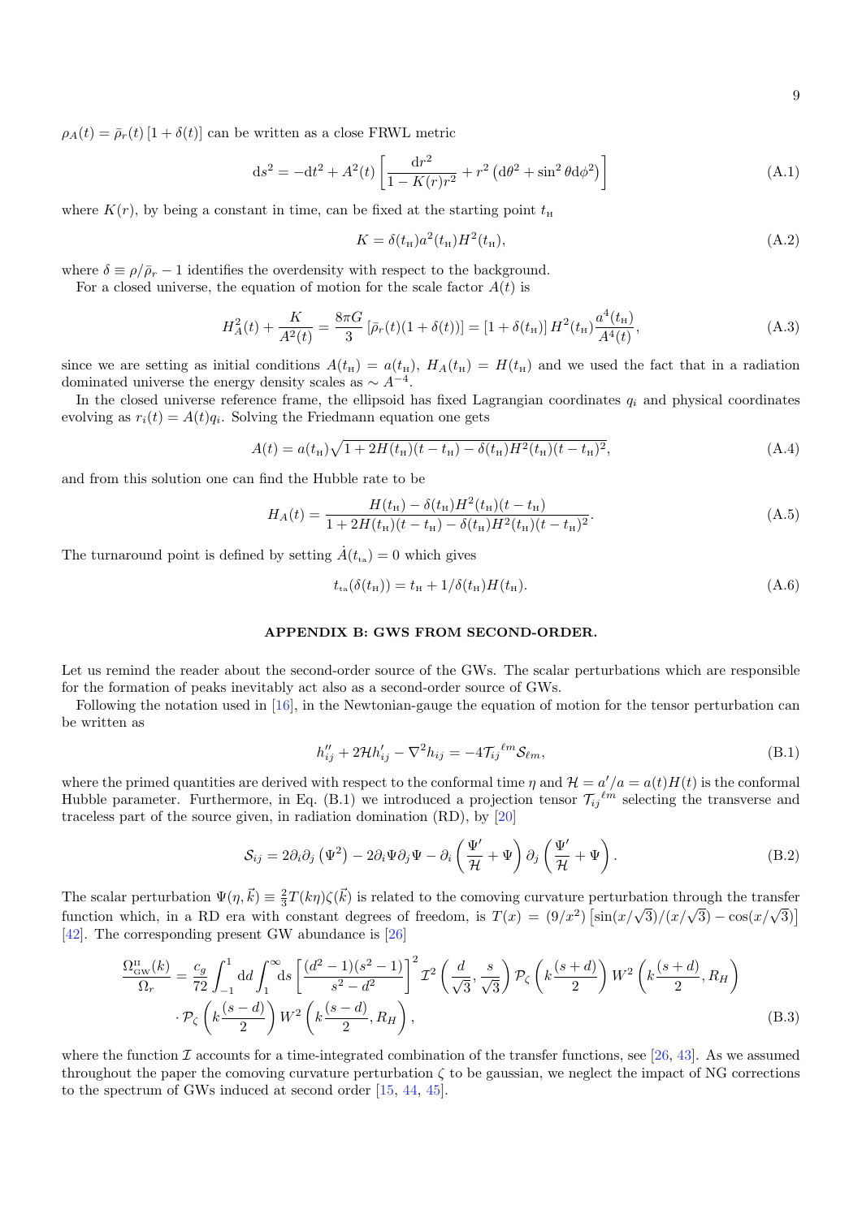$\rho_A(t) = \bar{\rho}_r(t)\left[1 + \delta(t)\right]$ can be written as a close FRWL metric

$$\mathrm{d}s^2 = -\mathrm{d}t^2 + A^2(t)\left[\frac{\mathrm{d}r^2}{1 - K(r)r^2} + r^2\left(\mathrm{d}\theta^2 + \sin^2\theta \mathrm{d}\phi^2\right)\right] \tag{A.1}$$

where $K(r)$, by being a constant in time, can be fixed at the starting point $t_{\mathrm{H}}$

$$K = \delta(t_{\mathrm{H}})a^2(t_{\mathrm{H}})H^2(t_{\mathrm{H}}), \tag{A.2}$$

where $\delta \equiv \rho/\bar{\rho}_r - 1$ identifies the overdensity with respect to the background.

For a closed universe, the equation of motion for the scale factor $A(t)$ is

$$H_A^2(t) + \frac{K}{A^2(t)} = \frac{8\pi G}{3}\left[\bar{\rho}_r(t)(1 + \delta(t))\right] = \left[1 + \delta(t_{\mathrm{H}})\right]H^2(t_{\mathrm{H}})\frac{a^4(t_{\mathrm{H}})}{A^4(t)}, \tag{A.3}$$

since we are setting as initial conditions $A(t_{\mathrm{H}}) = a(t_{\mathrm{H}})$, $H_A(t_{\mathrm{H}}) = H(t_{\mathrm{H}})$ and we used the fact that in a radiation dominated universe the energy density scales as $\sim A^{-4}$.

In the closed universe reference frame, the ellipsoid has fixed Lagrangian coordinates $q_i$ and physical coordinates evolving as $r_i(t) = A(t)q_i$. Solving the Friedmann equation one gets

$$A(t) = a(t_{\mathrm{H}})\sqrt{1 + 2H(t_{\mathrm{H}})(t - t_{\mathrm{H}}) - \delta(t_{\mathrm{H}})H^2(t_{\mathrm{H}})(t - t_{\mathrm{H}})^2}, \tag{A.4}$$

and from this solution one can find the Hubble rate to be

$$H_A(t) = \frac{H(t_{\mathrm{H}}) - \delta(t_{\mathrm{H}})H^2(t_{\mathrm{H}})(t - t_{\mathrm{H}})}{1 + 2H(t_{\mathrm{H}})(t - t_{\mathrm{H}}) - \delta(t_{\mathrm{H}})H^2(t_{\mathrm{H}})(t - t_{\mathrm{H}})^2}. \tag{A.5}$$

The turnaround point is defined by setting $\dot{A}(t_{\mathrm{ta}}) = 0$ which gives

$$t_{\mathrm{ta}}(\delta(t_{\mathrm{H}})) = t_{\mathrm{H}} + 1/\delta(t_{\mathrm{H}})H(t_{\mathrm{H}}). \tag{A.6}$$

## APPENDIX B: GWS FROM SECOND-ORDER.

Let us remind the reader about the second-order source of the GWs. The scalar perturbations which are responsible for the formation of peaks inevitably act also as a second-order source of GWs.

Following the notation used in [16], in the Newtonian-gauge the equation of motion for the tensor perturbation can be written as

$$h_{ij}'' + 2\mathcal{H}h_{ij}' - \nabla^2 h_{ij} = -4\mathcal{T}_{ij}{}^{\ell m}\mathcal{S}_{\ell m}, \tag{B.1}$$

where the primed quantities are derived with respect to the conformal time $\eta$ and $\mathcal{H} = a'/a = a(t)H(t)$ is the conformal Hubble parameter. Furthermore, in Eq. (B.1) we introduced a projection tensor $\mathcal{T}_{ij}{}^{\ell m}$ selecting the transverse and traceless part of the source given, in radiation domination (RD), by [20]

$$\mathcal{S}_{ij} = 2\partial_i\partial_j\left(\Psi^2\right) - 2\partial_i\Psi\partial_j\Psi - \partial_i\left(\frac{\Psi'}{\mathcal{H}} + \Psi\right)\partial_j\left(\frac{\Psi'}{\mathcal{H}} + \Psi\right). \tag{B.2}$$

The scalar perturbation $\Psi(\eta, \vec{k}) \equiv \frac{2}{3}T(k\eta)\zeta(\vec{k})$ is related to the comoving curvature perturbation through the transfer function which, in a RD era with constant degrees of freedom, is $T(x) = (9/x^2)\left[\sin(x/\sqrt{3})/(x/\sqrt{3}) - \cos(x/\sqrt{3})\right]$ [42]. The corresponding present GW abundance is [26]

$$\begin{aligned}\frac{\Omega_{\mathrm{GW}}^{\mathrm{II}}(k)}{\Omega_r} = \frac{c_g}{72}\int_{-1}^{1}\mathrm{d}d\int_{1}^{\infty}\mathrm{d}s\left[\frac{(d^2-1)(s^2-1)}{s^2-d^2}\right]^2\mathcal{I}^2\left(\frac{d}{\sqrt{3}}, \frac{s}{\sqrt{3}}\right)\mathcal{P}_\zeta\left(k\frac{(s+d)}{2}\right)W^2\left(k\frac{(s+d)}{2}, R_H\right)\\ \cdot\,\mathcal{P}_\zeta\left(k\frac{(s-d)}{2}\right)W^2\left(k\frac{(s-d)}{2}, R_H\right),\end{aligned} \tag{B.3}$$

where the function $\mathcal{I}$ accounts for a time-integrated combination of the transfer functions, see [26, 43]. As we assumed throughout the paper the comoving curvature perturbation $\zeta$ to be gaussian, we neglect the impact of NG corrections to the spectrum of GWs induced at second order [15, 44, 45].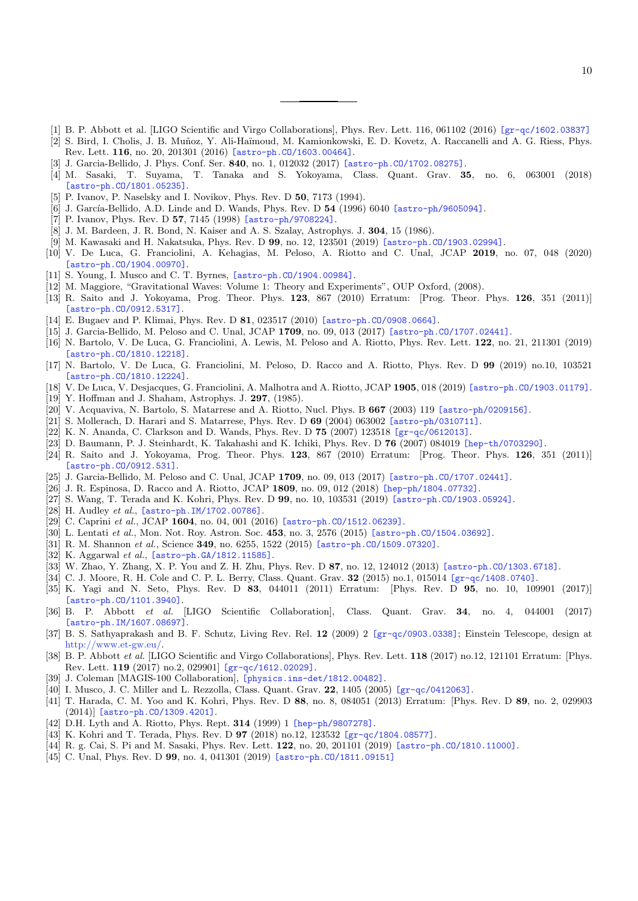---

[1] B. P. Abbott et al. [LIGO Scientific and Virgo Collaborations], Phys. Rev. Lett. 116, 061102 (2016) [gr-qc/1602.03837]

[2] S. Bird, I. Cholis, J. B. Muñoz, Y. Ali-Haïmoud, M. Kamionkowski, E. D. Kovetz, A. Raccanelli and A. G. Riess, Phys. Rev. Lett. **116**, no. 20, 201301 (2016) [astro-ph.CO/1603.00464].

[3] J. Garcia-Bellido, J. Phys. Conf. Ser. **840**, no. 1, 012032 (2017) [astro-ph.CO/1702.08275].

[4] M. Sasaki, T. Suyama, T. Tanaka and S. Yokoyama, Class. Quant. Grav. **35**, no. 6, 063001 (2018) [astro-ph.CO/1801.05235].

[5] P. Ivanov, P. Naselsky and I. Novikov, Phys. Rev. D **50**, 7173 (1994).

[6] J. García-Bellido, A.D. Linde and D. Wands, Phys. Rev. D **54** (1996) 6040 [astro-ph/9605094].

[7] P. Ivanov, Phys. Rev. D **57**, 7145 (1998) [astro-ph/9708224].

[8] J. M. Bardeen, J. R. Bond, N. Kaiser and A. S. Szalay, Astrophys. J. **304**, 15 (1986).

[9] M. Kawasaki and H. Nakatsuka, Phys. Rev. D **99**, no. 12, 123501 (2019) [astro-ph.CO/1903.02994].

[10] V. De Luca, G. Franciolini, A. Kehagias, M. Peloso, A. Riotto and C. Unal, JCAP **2019**, no. 07, 048 (2020) [astro-ph.CO/1904.00970].

[11] S. Young, I. Musco and C. T. Byrnes, [astro-ph.CO/1904.00984].

[12] M. Maggiore, "Gravitational Waves: Volume 1: Theory and Experiments", OUP Oxford, (2008).

[13] R. Saito and J. Yokoyama, Prog. Theor. Phys. **123**, 867 (2010) Erratum: [Prog. Theor. Phys. **126**, 351 (2011)] [astro-ph.CO/0912.5317].

[14] E. Bugaev and P. Klimai, Phys. Rev. D **81**, 023517 (2010) [astro-ph.CO/0908.0664].

[15] J. Garcia-Bellido, M. Peloso and C. Unal, JCAP **1709**, no. 09, 013 (2017) [astro-ph.CO/1707.02441].

[16] N. Bartolo, V. De Luca, G. Franciolini, A. Lewis, M. Peloso and A. Riotto, Phys. Rev. Lett. **122**, no. 21, 211301 (2019) [astro-ph.CO/1810.12218].

[17] N. Bartolo, V. De Luca, G. Franciolini, M. Peloso, D. Racco and A. Riotto, Phys. Rev. D **99** (2019) no.10, 103521 [astro-ph.CO/1810.12224].

[18] V. De Luca, V. Desjacques, G. Franciolini, A. Malhotra and A. Riotto, JCAP **1905**, 018 (2019) [astro-ph.CO/1903.01179].

[19] Y. Hoffman and J. Shaham, Astrophys. J. **297**, (1985).

[20] V. Acquaviva, N. Bartolo, S. Matarrese and A. Riotto, Nucl. Phys. B **667** (2003) 119 [astro-ph/0209156].

[21] S. Mollerach, D. Harari and S. Matarrese, Phys. Rev. D **69** (2004) 063002 [astro-ph/0310711].

[22] K. N. Ananda, C. Clarkson and D. Wands, Phys. Rev. D **75** (2007) 123518 [gr-qc/0612013].

[23] D. Baumann, P. J. Steinhardt, K. Takahashi and K. Ichiki, Phys. Rev. D **76** (2007) 084019 [hep-th/0703290].

[24] R. Saito and J. Yokoyama, Prog. Theor. Phys. **123**, 867 (2010) Erratum: [Prog. Theor. Phys. **126**, 351 (2011)] [astro-ph.CO/0912.531].

[25] J. Garcia-Bellido, M. Peloso and C. Unal, JCAP **1709**, no. 09, 013 (2017) [astro-ph.CO/1707.02441].

[26] J. R. Espinosa, D. Racco and A. Riotto, JCAP **1809**, no. 09, 012 (2018) [hep-ph/1804.07732].

[27] S. Wang, T. Terada and K. Kohri, Phys. Rev. D **99**, no. 10, 103531 (2019) [astro-ph.CO/1903.05924].

[28] H. Audley *et al.*, [astro-ph.IM/1702.00786].

[29] C. Caprini *et al.*, JCAP **1604**, no. 04, 001 (2016) [astro-ph.CO/1512.06239].

[30] L. Lentati *et al.*, Mon. Not. Roy. Astron. Soc. **453**, no. 3, 2576 (2015) [astro-ph.CO/1504.03692].

[31] R. M. Shannon *et al.*, Science **349**, no. 6255, 1522 (2015) [astro-ph.CO/1509.07320].

[32] K. Aggarwal *et al.*, [astro-ph.GA/1812.11585].

[33] W. Zhao, Y. Zhang, X. P. You and Z. H. Zhu, Phys. Rev. D **87**, no. 12, 124012 (2013) [astro-ph.CO/1303.6718].

[34] C. J. Moore, R. H. Cole and C. P. L. Berry, Class. Quant. Grav. **32** (2015) no.1, 015014 [gr-qc/1408.0740].

[35] K. Yagi and N. Seto, Phys. Rev. D **83**, 044011 (2011) Erratum: [Phys. Rev. D **95**, no. 10, 109901 (2017)] [astro-ph.CO/1101.3940].

[36] B. P. Abbott *et al.* [LIGO Scientific Collaboration], Class. Quant. Grav. **34**, no. 4, 044001 (2017) [astro-ph.IM/1607.08697].

[37] B. S. Sathyaprakash and B. F. Schutz, Living Rev. Rel. **12** (2009) 2 [gr-qc/0903.0338]; Einstein Telescope, design at http://www.et-gw.eu/.

[38] B. P. Abbott *et al.* [LIGO Scientific and Virgo Collaborations], Phys. Rev. Lett. **118** (2017) no.12, 121101 Erratum: [Phys. Rev. Lett. **119** (2017) no.2, 029901] [gr-qc/1612.02029].

[39] J. Coleman [MAGIS-100 Collaboration], [physics.ins-det/1812.00482].

[40] I. Musco, J. C. Miller and L. Rezzolla, Class. Quant. Grav. **22**, 1405 (2005) [gr-qc/0412063].

[41] T. Harada, C. M. Yoo and K. Kohri, Phys. Rev. D **88**, no. 8, 084051 (2013) Erratum: [Phys. Rev. D **89**, no. 2, 029903 (2014)] [astro-ph.CO/1309.4201].

[42] D.H. Lyth and A. Riotto, Phys. Rept. **314** (1999) 1 [hep-ph/9807278].

[43] K. Kohri and T. Terada, Phys. Rev. D **97** (2018) no.12, 123532 [gr-qc/1804.08577].

[44] R. g. Cai, S. Pi and M. Sasaki, Phys. Rev. Lett. **122**, no. 20, 201101 (2019) [astro-ph.CO/1810.11000].

[45] C. Unal, Phys. Rev. D **99**, no. 4, 041301 (2019) [astro-ph.CO/1811.09151]